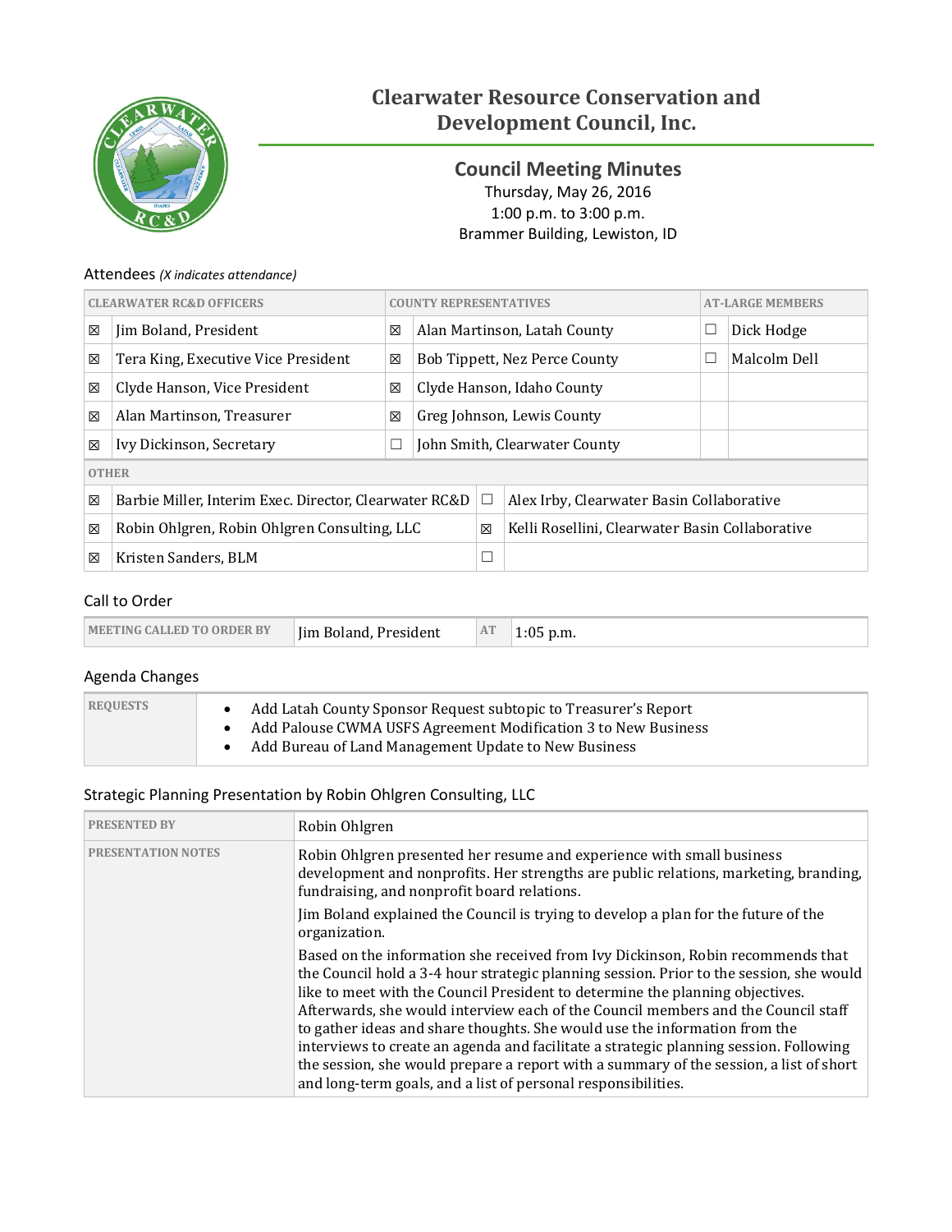# Clearwater Resource Conservation and Development Council, Inc.

## Council Meeting Minutes

Thursday, May 26, 2016
1:00 p.m. to 3:00 p.m.
Brammer Building, Lewiston, ID

### Attendees *(X indicates attendance)*

| CLEARWATER RC&D OFFICERS | | COUNTY REPRESENTATIVES | | AT-LARGE MEMBERS | |
|---|---|---|---|---|---|
| ☒ | Jim Boland, President | ☒ | Alan Martinson, Latah County | ☐ | Dick Hodge |
| ☒ | Tera King, Executive Vice President | ☒ | Bob Tippett, Nez Perce County | ☐ | Malcolm Dell |
| ☒ | Clyde Hanson, Vice President | ☒ | Clyde Hanson, Idaho County | | |
| ☒ | Alan Martinson, Treasurer | ☒ | Greg Johnson, Lewis County | | |
| ☒ | Ivy Dickinson, Secretary | ☐ | John Smith, Clearwater County | | |

| OTHER | | | |
|---|---|---|---|
| ☒ | Barbie Miller, Interim Exec. Director, Clearwater RC&D | ☐ | Alex Irby, Clearwater Basin Collaborative |
| ☒ | Robin Ohlgren, Robin Ohlgren Consulting, LLC | ☒ | Kelli Rosellini, Clearwater Basin Collaborative |
| ☒ | Kristen Sanders, BLM | ☐ | |

### Call to Order

| MEETING CALLED TO ORDER BY | Jim Boland, President | AT | 1:05 p.m. |
|---|---|---|---|

### Agenda Changes

| REQUESTS | |
|---|---|
| | • Add Latah County Sponsor Request subtopic to Treasurer's Report<br>• Add Palouse CWMA USFS Agreement Modification 3 to New Business<br>• Add Bureau of Land Management Update to New Business |

### Strategic Planning Presentation by Robin Ohlgren Consulting, LLC

| PRESENTED BY | Robin Ohlgren |
|---|---|
| PRESENTATION NOTES | Robin Ohlgren presented her resume and experience with small business development and nonprofits. Her strengths are public relations, marketing, branding, fundraising, and nonprofit board relations.<br><br>Jim Boland explained the Council is trying to develop a plan for the future of the organization.<br><br>Based on the information she received from Ivy Dickinson, Robin recommends that the Council hold a 3-4 hour strategic planning session. Prior to the session, she would like to meet with the Council President to determine the planning objectives. Afterwards, she would interview each of the Council members and the Council staff to gather ideas and share thoughts. She would use the information from the interviews to create an agenda and facilitate a strategic planning session. Following the session, she would prepare a report with a summary of the session, a list of short and long-term goals, and a list of personal responsibilities. |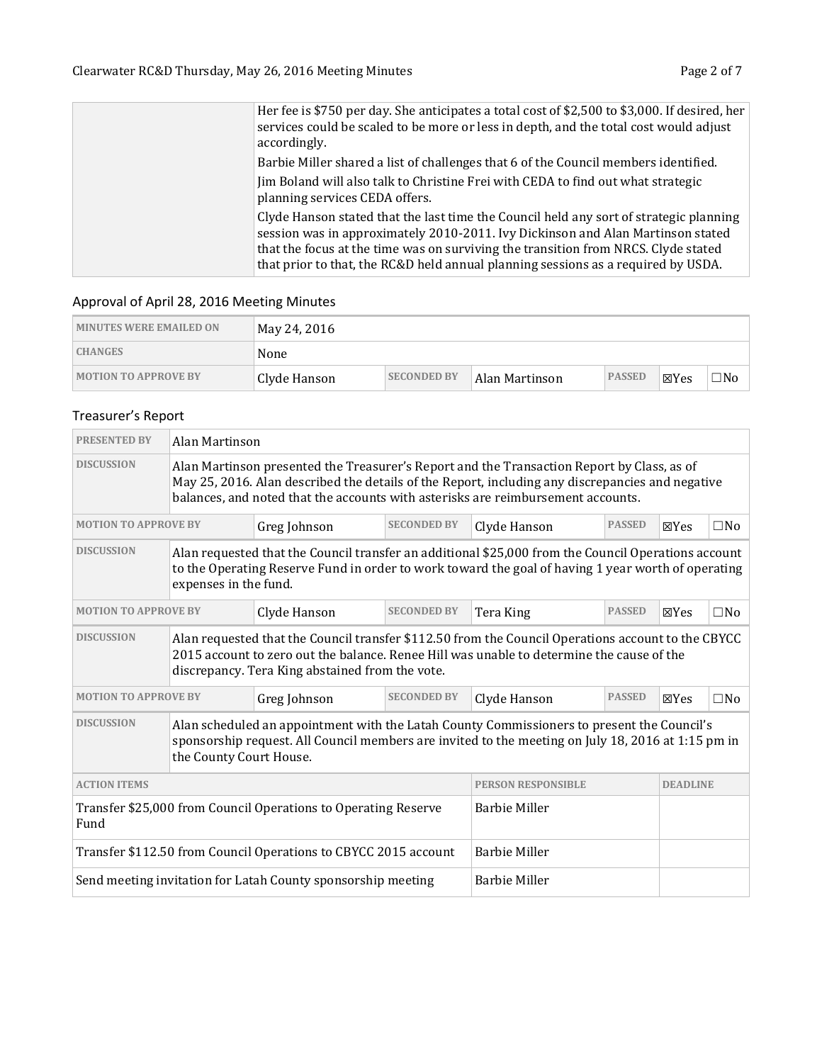| | |
|---|---|
| | Her fee is $750 per day. She anticipates a total cost of $2,500 to $3,000. If desired, her services could be scaled to be more or less in depth, and the total cost would adjust accordingly.<br><br>Barbie Miller shared a list of challenges that 6 of the Council members identified.<br><br>Jim Boland will also talk to Christine Frei with CEDA to find out what strategic planning services CEDA offers.<br><br>Clyde Hanson stated that the last time the Council held any sort of strategic planning session was in approximately 2010-2011. Ivy Dickinson and Alan Martinson stated that the focus at the time was on surviving the transition from NRCS. Clyde stated that prior to that, the RC&D held annual planning sessions as a required by USDA. |

## Approval of April 28, 2016 Meeting Minutes

| MINUTES WERE EMAILED ON | May 24, 2016 | | | | | |
|---|---|---|---|---|---|---|
| CHANGES | None | | | | | |
| MOTION TO APPROVE BY | Clyde Hanson | SECONDED BY | Alan Martinson | PASSED | ☒Yes | ☐No |

## Treasurer's Report

| PRESENTED BY | Alan Martinson | | | | | |
|---|---|---|---|---|---|---|
| DISCUSSION | Alan Martinson presented the Treasurer's Report and the Transaction Report by Class, as of May 25, 2016. Alan described the details of the Report, including any discrepancies and negative balances, and noted that the accounts with asterisks are reimbursement accounts. | | | | | |
| MOTION TO APPROVE BY | Greg Johnson | SECONDED BY | Clyde Hanson | PASSED | ☒Yes | ☐No |
| DISCUSSION | Alan requested that the Council transfer an additional $25,000 from the Council Operations account to the Operating Reserve Fund in order to work toward the goal of having 1 year worth of operating expenses in the fund. | | | | | |
| MOTION TO APPROVE BY | Clyde Hanson | SECONDED BY | Tera King | PASSED | ☒Yes | ☐No |
| DISCUSSION | Alan requested that the Council transfer $112.50 from the Council Operations account to the CBYCC 2015 account to zero out the balance. Renee Hill was unable to determine the cause of the discrepancy. Tera King abstained from the vote. | | | | | |
| MOTION TO APPROVE BY | Greg Johnson | SECONDED BY | Clyde Hanson | PASSED | ☒Yes | ☐No |
| DISCUSSION | Alan scheduled an appointment with the Latah County Commissioners to present the Council's sponsorship request. All Council members are invited to the meeting on July 18, 2016 at 1:15 pm in the County Court House. | | | | | |

| ACTION ITEMS | PERSON RESPONSIBLE | DEADLINE |
|---|---|---|
| Transfer $25,000 from Council Operations to Operating Reserve Fund | Barbie Miller | |
| Transfer $112.50 from Council Operations to CBYCC 2015 account | Barbie Miller | |
| Send meeting invitation for Latah County sponsorship meeting | Barbie Miller | |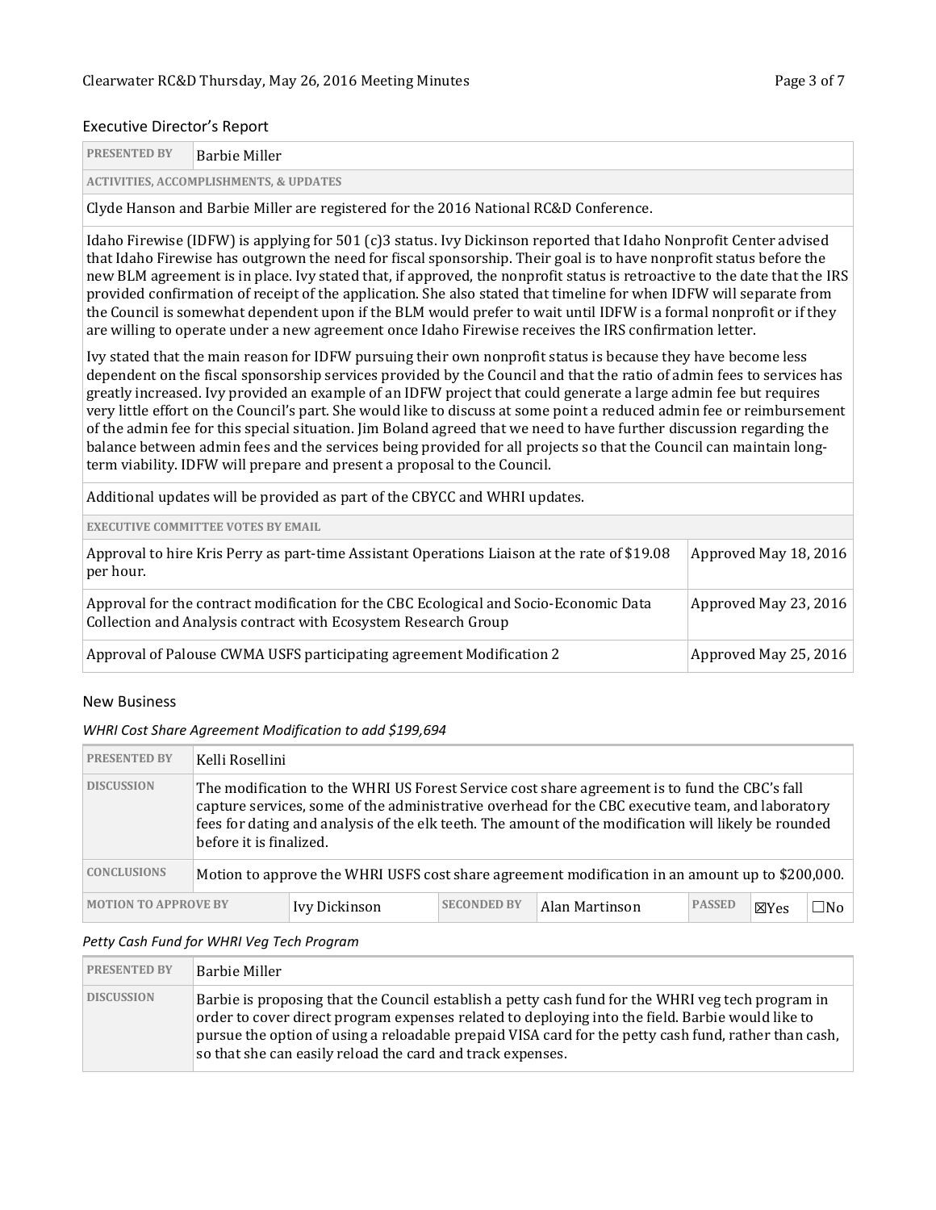## Executive Director's Report

| PRESENTED BY | Barbie Miller |
|---|---|
| **ACTIVITIES, ACCOMPLISHMENTS, & UPDATES** | |

Clyde Hanson and Barbie Miller are registered for the 2016 National RC&D Conference.

Idaho Firewise (IDFW) is applying for 501 (c)3 status. Ivy Dickinson reported that Idaho Nonprofit Center advised that Idaho Firewise has outgrown the need for fiscal sponsorship. Their goal is to have nonprofit status before the new BLM agreement is in place. Ivy stated that, if approved, the nonprofit status is retroactive to the date that the IRS provided confirmation of receipt of the application. She also stated that timeline for when IDFW will separate from the Council is somewhat dependent upon if the BLM would prefer to wait until IDFW is a formal nonprofit or if they are willing to operate under a new agreement once Idaho Firewise receives the IRS confirmation letter.

Ivy stated that the main reason for IDFW pursuing their own nonprofit status is because they have become less dependent on the fiscal sponsorship services provided by the Council and that the ratio of admin fees to services has greatly increased. Ivy provided an example of an IDFW project that could generate a large admin fee but requires very little effort on the Council's part. She would like to discuss at some point a reduced admin fee or reimbursement of the admin fee for this special situation. Jim Boland agreed that we need to have further discussion regarding the balance between admin fees and the services being provided for all projects so that the Council can maintain long-term viability. IDFW will prepare and present a proposal to the Council.

Additional updates will be provided as part of the CBYCC and WHRI updates.

| EXECUTIVE COMMITTEE VOTES BY EMAIL | |
|---|---|
| Approval to hire Kris Perry as part-time Assistant Operations Liaison at the rate of $19.08 per hour. | Approved May 18, 2016 |
| Approval for the contract modification for the CBC Ecological and Socio-Economic Data Collection and Analysis contract with Ecosystem Research Group | Approved May 23, 2016 |
| Approval of Palouse CWMA USFS participating agreement Modification 2 | Approved May 25, 2016 |

## New Business

*WHRI Cost Share Agreement Modification to add $199,694*

| PRESENTED BY | Kelli Rosellini | | | | | |
|---|---|---|---|---|---|---|
| DISCUSSION | The modification to the WHRI US Forest Service cost share agreement is to fund the CBC's fall capture services, some of the administrative overhead for the CBC executive team, and laboratory fees for dating and analysis of the elk teeth. The amount of the modification will likely be rounded before it is finalized. | | | | | |
| CONCLUSIONS | Motion to approve the WHRI USFS cost share agreement modification in an amount up to $200,000. | | | | | |
| MOTION TO APPROVE BY | Ivy Dickinson | SECONDED BY | Alan Martinson | PASSED | ☒Yes | ☐No |

*Petty Cash Fund for WHRI Veg Tech Program*

| PRESENTED BY | Barbie Miller |
|---|---|
| DISCUSSION | Barbie is proposing that the Council establish a petty cash fund for the WHRI veg tech program in order to cover direct program expenses related to deploying into the field. Barbie would like to pursue the option of using a reloadable prepaid VISA card for the petty cash fund, rather than cash, so that she can easily reload the card and track expenses. |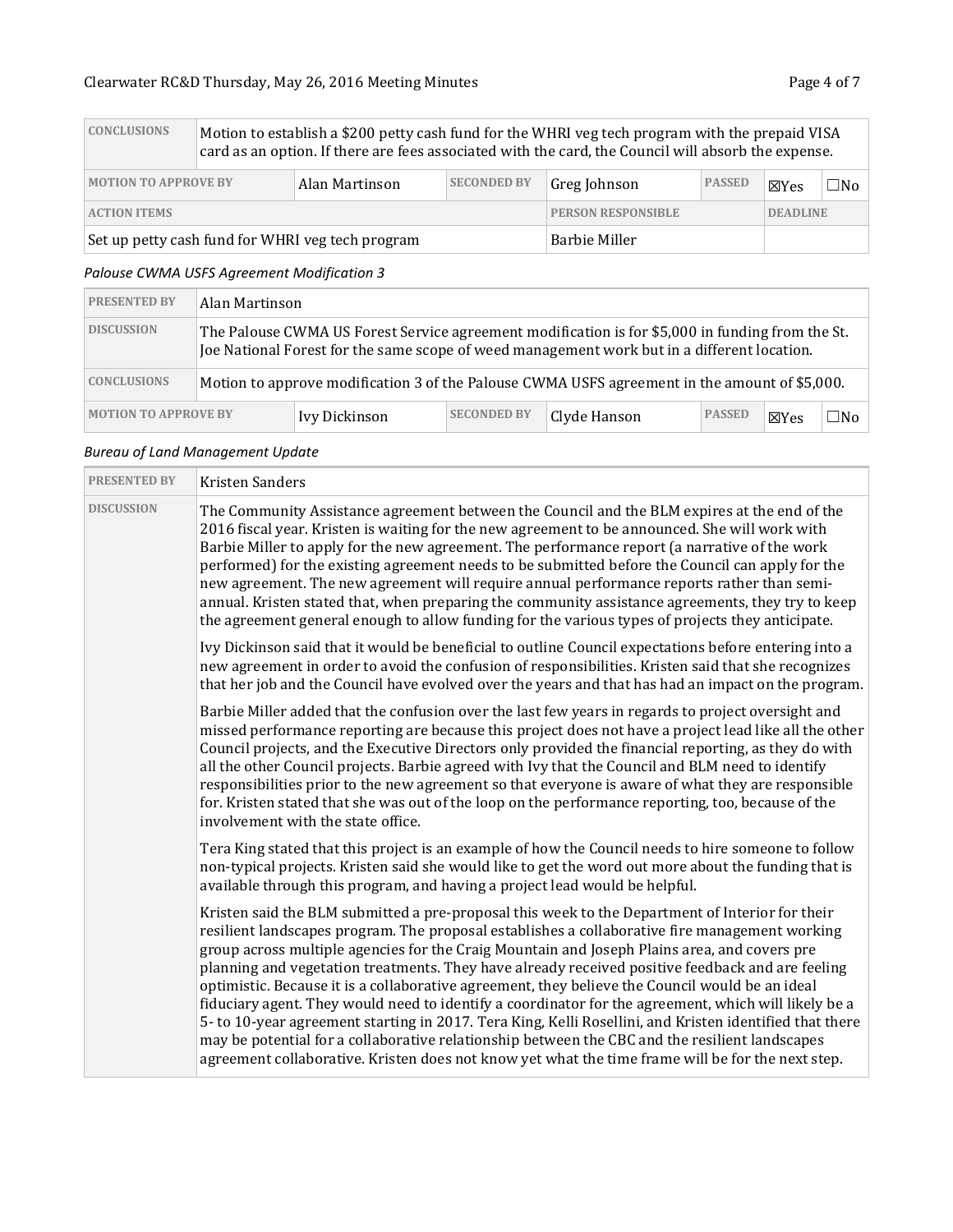| CONCLUSIONS | Motion to establish a $200 petty cash fund for the WHRI veg tech program with the prepaid VISA card as an option. If there are fees associated with the card, the Council will absorb the expense. | | | | | |
|---|---|---|---|---|---|---|
| MOTION TO APPROVE BY | Alan Martinson | SECONDED BY | Greg Johnson | PASSED | ☒Yes | ☐No |
| ACTION ITEMS | | | PERSON RESPONSIBLE | | DEADLINE | |
| Set up petty cash fund for WHRI veg tech program | | | Barbie Miller | | | |

*Palouse CWMA USFS Agreement Modification 3*

| PRESENTED BY | Alan Martinson | | | | | |
|---|---|---|---|---|---|---|
| DISCUSSION | The Palouse CWMA US Forest Service agreement modification is for $5,000 in funding from the St. Joe National Forest for the same scope of weed management work but in a different location. | | | | | |
| CONCLUSIONS | Motion to approve modification 3 of the Palouse CWMA USFS agreement in the amount of $5,000. | | | | | |
| MOTION TO APPROVE BY | Ivy Dickinson | SECONDED BY | Clyde Hanson | PASSED | ☒Yes | ☐No |

*Bureau of Land Management Update*

| PRESENTED BY | Kristen Sanders |
|---|---|
| DISCUSSION | The Community Assistance agreement between the Council and the BLM expires at the end of the 2016 fiscal year. Kristen is waiting for the new agreement to be announced. She will work with Barbie Miller to apply for the new agreement. The performance report (a narrative of the work performed) for the existing agreement needs to be submitted before the Council can apply for the new agreement. The new agreement will require annual performance reports rather than semi-annual. Kristen stated that, when preparing the community assistance agreements, they try to keep the agreement general enough to allow funding for the various types of projects they anticipate.<br><br>Ivy Dickinson said that it would be beneficial to outline Council expectations before entering into a new agreement in order to avoid the confusion of responsibilities. Kristen said that she recognizes that her job and the Council have evolved over the years and that has had an impact on the program.<br><br>Barbie Miller added that the confusion over the last few years in regards to project oversight and missed performance reporting are because this project does not have a project lead like all the other Council projects, and the Executive Directors only provided the financial reporting, as they do with all the other Council projects. Barbie agreed with Ivy that the Council and BLM need to identify responsibilities prior to the new agreement so that everyone is aware of what they are responsible for. Kristen stated that she was out of the loop on the performance reporting, too, because of the involvement with the state office.<br><br>Tera King stated that this project is an example of how the Council needs to hire someone to follow non-typical projects. Kristen said she would like to get the word out more about the funding that is available through this program, and having a project lead would be helpful.<br><br>Kristen said the BLM submitted a pre-proposal this week to the Department of Interior for their resilient landscapes program. The proposal establishes a collaborative fire management working group across multiple agencies for the Craig Mountain and Joseph Plains area, and covers pre planning and vegetation treatments. They have already received positive feedback and are feeling optimistic. Because it is a collaborative agreement, they believe the Council would be an ideal fiduciary agent. They would need to identify a coordinator for the agreement, which will likely be a 5- to 10-year agreement starting in 2017. Tera King, Kelli Rosellini, and Kristen identified that there may be potential for a collaborative relationship between the CBC and the resilient landscapes agreement collaborative. Kristen does not know yet what the time frame will be for the next step. |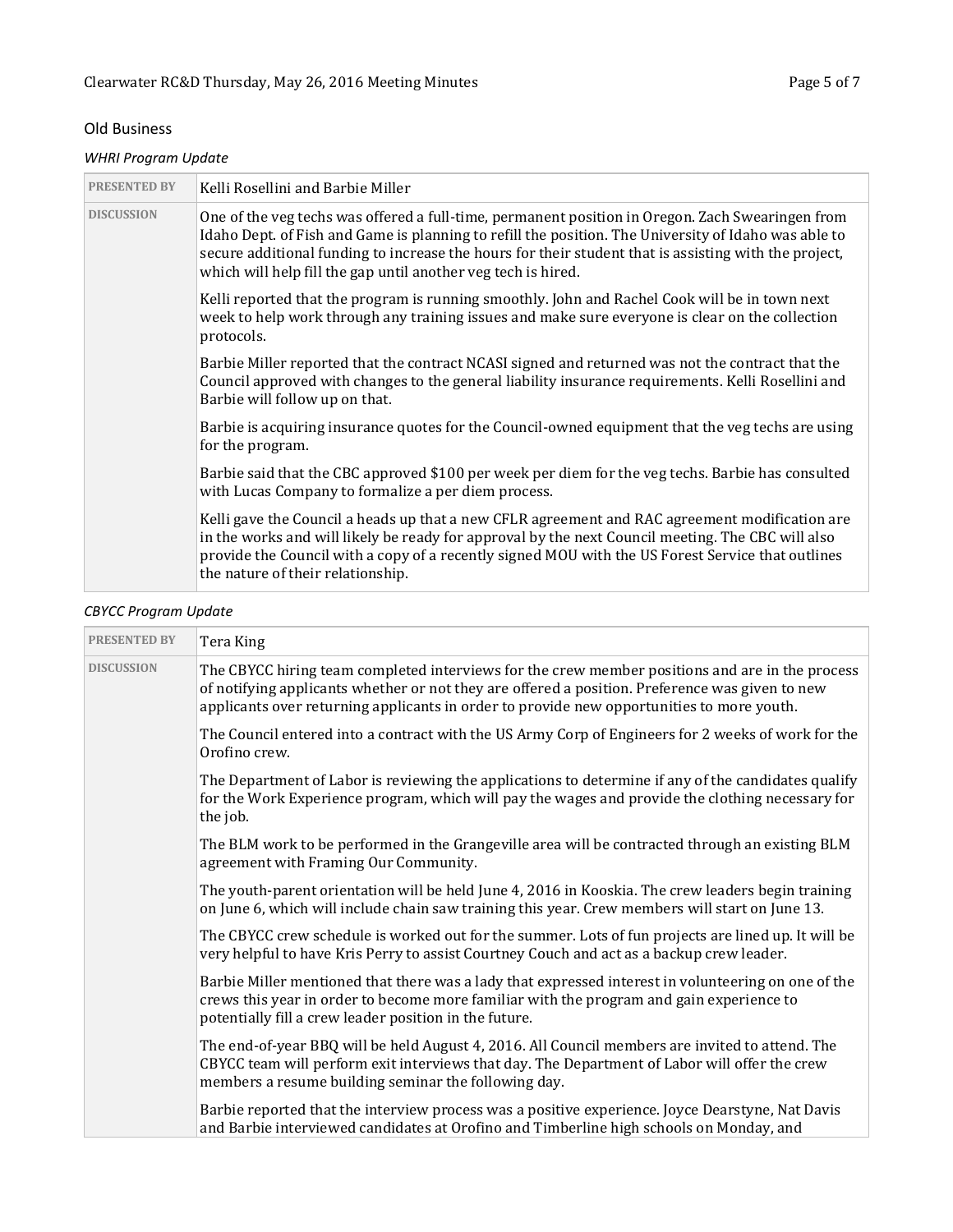## Old Business

### *WHRI Program Update*

| PRESENTED BY | Kelli Rosellini and Barbie Miller |
|---|---|
| DISCUSSION | One of the veg techs was offered a full-time, permanent position in Oregon. Zach Swearingen from Idaho Dept. of Fish and Game is planning to refill the position. The University of Idaho was able to secure additional funding to increase the hours for their student that is assisting with the project, which will help fill the gap until another veg tech is hired.<br><br>Kelli reported that the program is running smoothly. John and Rachel Cook will be in town next week to help work through any training issues and make sure everyone is clear on the collection protocols.<br><br>Barbie Miller reported that the contract NCASI signed and returned was not the contract that the Council approved with changes to the general liability insurance requirements. Kelli Rosellini and Barbie will follow up on that.<br><br>Barbie is acquiring insurance quotes for the Council-owned equipment that the veg techs are using for the program.<br><br>Barbie said that the CBC approved $100 per week per diem for the veg techs. Barbie has consulted with Lucas Company to formalize a per diem process.<br><br>Kelli gave the Council a heads up that a new CFLR agreement and RAC agreement modification are in the works and will likely be ready for approval by the next Council meeting. The CBC will also provide the Council with a copy of a recently signed MOU with the US Forest Service that outlines the nature of their relationship. |

### *CBYCC Program Update*

| PRESENTED BY | Tera King |
|---|---|
| DISCUSSION | The CBYCC hiring team completed interviews for the crew member positions and are in the process of notifying applicants whether or not they are offered a position. Preference was given to new applicants over returning applicants in order to provide new opportunities to more youth.<br><br>The Council entered into a contract with the US Army Corp of Engineers for 2 weeks of work for the Orofino crew.<br><br>The Department of Labor is reviewing the applications to determine if any of the candidates qualify for the Work Experience program, which will pay the wages and provide the clothing necessary for the job.<br><br>The BLM work to be performed in the Grangeville area will be contracted through an existing BLM agreement with Framing Our Community.<br><br>The youth-parent orientation will be held June 4, 2016 in Kooskia. The crew leaders begin training on June 6, which will include chain saw training this year. Crew members will start on June 13.<br><br>The CBYCC crew schedule is worked out for the summer. Lots of fun projects are lined up. It will be very helpful to have Kris Perry to assist Courtney Couch and act as a backup crew leader.<br><br>Barbie Miller mentioned that there was a lady that expressed interest in volunteering on one of the crews this year in order to become more familiar with the program and gain experience to potentially fill a crew leader position in the future.<br><br>The end-of-year BBQ will be held August 4, 2016. All Council members are invited to attend. The CBYCC team will perform exit interviews that day. The Department of Labor will offer the crew members a resume building seminar the following day.<br><br>Barbie reported that the interview process was a positive experience. Joyce Dearstyne, Nat Davis and Barbie interviewed candidates at Orofino and Timberline high schools on Monday, and |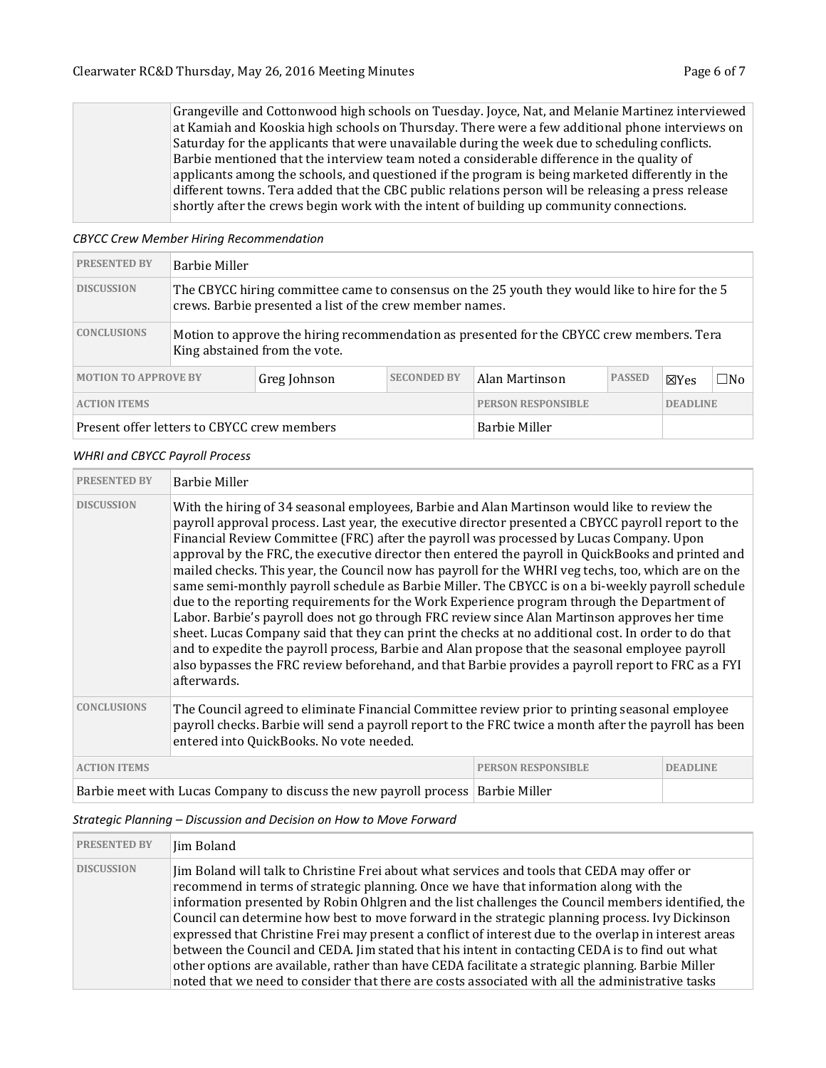| | |
|---|---|
| | Grangeville and Cottonwood high schools on Tuesday. Joyce, Nat, and Melanie Martinez interviewed at Kamiah and Kooskia high schools on Thursday. There were a few additional phone interviews on Saturday for the applicants that were unavailable during the week due to scheduling conflicts. Barbie mentioned that the interview team noted a considerable difference in the quality of applicants among the schools, and questioned if the program is being marketed differently in the different towns. Tera added that the CBC public relations person will be releasing a press release shortly after the crews begin work with the intent of building up community connections. |

*CBYCC Crew Member Hiring Recommendation*

| PRESENTED BY | Barbie Miller | | | | | |
|---|---|---|---|---|---|---|
| DISCUSSION | The CBYCC hiring committee came to consensus on the 25 youth they would like to hire for the 5 crews. Barbie presented a list of the crew member names. | | | | | |
| CONCLUSIONS | Motion to approve the hiring recommendation as presented for the CBYCC crew members. Tera King abstained from the vote. | | | | | |
| MOTION TO APPROVE BY | Greg Johnson | SECONDED BY | Alan Martinson | PASSED | ☒Yes | ☐No |
| ACTION ITEMS | | | PERSON RESPONSIBLE | | DEADLINE | |
| Present offer letters to CBYCC crew members | | | Barbie Miller | | | |

*WHRI and CBYCC Payroll Process*

| PRESENTED BY | Barbie Miller | | |
|---|---|---|---|
| DISCUSSION | With the hiring of 34 seasonal employees, Barbie and Alan Martinson would like to review the payroll approval process. Last year, the executive director presented a CBYCC payroll report to the Financial Review Committee (FRC) after the payroll was processed by Lucas Company. Upon approval by the FRC, the executive director then entered the payroll in QuickBooks and printed and mailed checks. This year, the Council now has payroll for the WHRI veg techs, too, which are on the same semi-monthly payroll schedule as Barbie Miller. The CBYCC is on a bi-weekly payroll schedule due to the reporting requirements for the Work Experience program through the Department of Labor. Barbie's payroll does not go through FRC review since Alan Martinson approves her time sheet. Lucas Company said that they can print the checks at no additional cost. In order to do that and to expedite the payroll process, Barbie and Alan propose that the seasonal employee payroll also bypasses the FRC review beforehand, and that Barbie provides a payroll report to FRC as a FYI afterwards. | | |
| CONCLUSIONS | The Council agreed to eliminate Financial Committee review prior to printing seasonal employee payroll checks. Barbie will send a payroll report to the FRC twice a month after the payroll has been entered into QuickBooks. No vote needed. | | |
| ACTION ITEMS | | PERSON RESPONSIBLE | DEADLINE |
| Barbie meet with Lucas Company to discuss the new payroll process | | Barbie Miller | |

*Strategic Planning – Discussion and Decision on How to Move Forward*

| PRESENTED BY | Jim Boland |
|---|---|
| DISCUSSION | Jim Boland will talk to Christine Frei about what services and tools that CEDA may offer or recommend in terms of strategic planning. Once we have that information along with the information presented by Robin Ohlgren and the list challenges the Council members identified, the Council can determine how best to move forward in the strategic planning process. Ivy Dickinson expressed that Christine Frei may present a conflict of interest due to the overlap in interest areas between the Council and CEDA. Jim stated that his intent in contacting CEDA is to find out what other options are available, rather than have CEDA facilitate a strategic planning. Barbie Miller noted that we need to consider that there are costs associated with all the administrative tasks |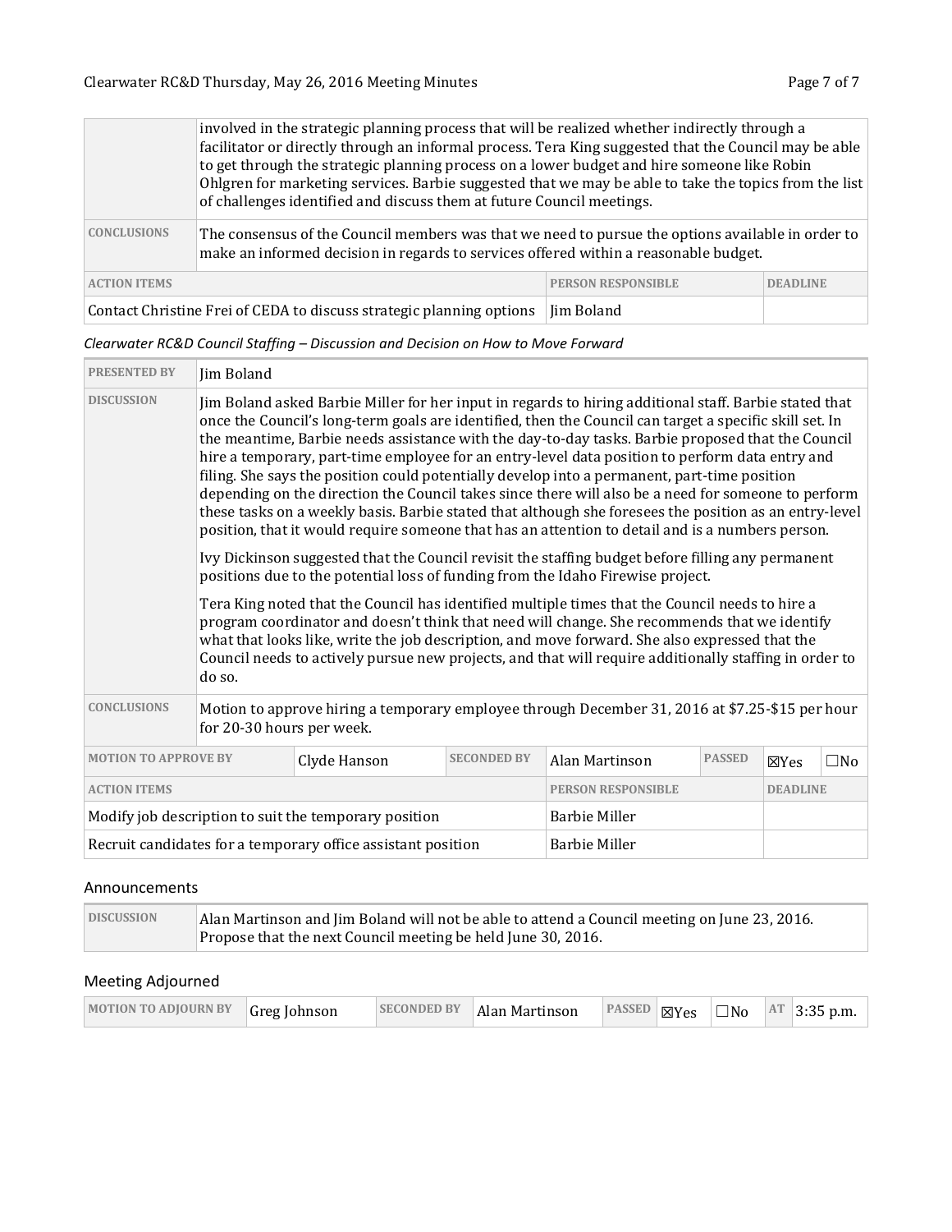| | | | |
|---|---|---|---|
| | involved in the strategic planning process that will be realized whether indirectly through a facilitator or directly through an informal process. Tera King suggested that the Council may be able to get through the strategic planning process on a lower budget and hire someone like Robin Ohlgren for marketing services. Barbie suggested that we may be able to take the topics from the list of challenges identified and discuss them at future Council meetings. | | |
| CONCLUSIONS | The consensus of the Council members was that we need to pursue the options available in order to make an informed decision in regards to services offered within a reasonable budget. | | |
| ACTION ITEMS | | PERSON RESPONSIBLE | DEADLINE |
| Contact Christine Frei of CEDA to discuss strategic planning options | | Jim Boland | |

*Clearwater RC&D Council Staffing – Discussion and Decision on How to Move Forward*

| | | | | | | | |
|---|---|---|---|---|---|---|---|
| PRESENTED BY | Jim Boland | | | | | | |
| DISCUSSION | Jim Boland asked Barbie Miller for her input in regards to hiring additional staff. Barbie stated that once the Council's long-term goals are identified, then the Council can target a specific skill set. In the meantime, Barbie needs assistance with the day-to-day tasks. Barbie proposed that the Council hire a temporary, part-time employee for an entry-level data position to perform data entry and filing. She says the position could potentially develop into a permanent, part-time position depending on the direction the Council takes since there will also be a need for someone to perform these tasks on a weekly basis. Barbie stated that although she foresees the position as an entry-level position, that it would require someone that has an attention to detail and is a numbers person.<br><br>Ivy Dickinson suggested that the Council revisit the staffing budget before filling any permanent positions due to the potential loss of funding from the Idaho Firewise project.<br><br>Tera King noted that the Council has identified multiple times that the Council needs to hire a program coordinator and doesn't think that need will change. She recommends that we identify what that looks like, write the job description, and move forward. She also expressed that the Council needs to actively pursue new projects, and that will require additionally staffing in order to do so. | | | | | | |
| CONCLUSIONS | Motion to approve hiring a temporary employee through December 31, 2016 at $7.25-$15 per hour for 20-30 hours per week. | | | | | | |
| MOTION TO APPROVE BY | Clyde Hanson | SECONDED BY | Alan Martinson | PASSED | ☒Yes | ☐No | |
| ACTION ITEMS | | | PERSON RESPONSIBLE | | DEADLINE | | |
| Modify job description to suit the temporary position | | | Barbie Miller | | | | |
| Recruit candidates for a temporary office assistant position | | | Barbie Miller | | | | |

## Announcements

| | |
|---|---|
| DISCUSSION | Alan Martinson and Jim Boland will not be able to attend a Council meeting on June 23, 2016. Propose that the next Council meeting be held June 30, 2016. |

## Meeting Adjourned

| | | | | | | | | |
|---|---|---|---|---|---|---|---|---|
| MOTION TO ADJOURN BY | Greg Johnson | SECONDED BY | Alan Martinson | PASSED | ☒Yes | ☐No | AT | 3:35 p.m. |